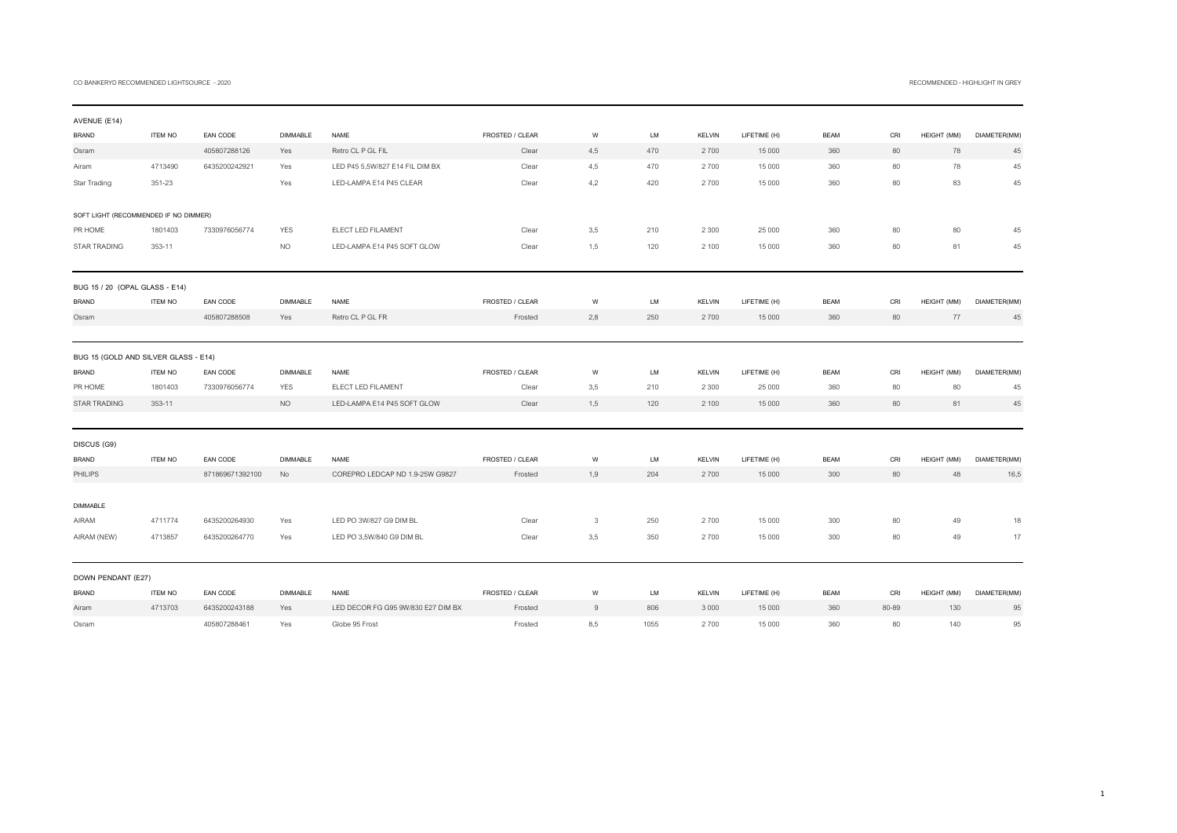CO BANKERYD RECOMMENDED LIGHTSOURCE - 2020

RECOMMENDED - HIGHLIGHT IN GREY

## AVENUE (E14)

| BRAND | ITEM NO | EAN CODE | DIMMABLE | NAME | FROSTED / CLEAR | W | LM | KELVIN | LIFETIME (H) | BEAM | CRI | HEIGHT (MM) | DIAMETER(MM) |
|---|---|---|---|---|---|---|---|---|---|---|---|---|---|
| Osram | | 405807288126 | Yes | Retro CL P GL FIL | Clear | 4,5 | 470 | 2 700 | 15 000 | 360 | 80 | 78 | 45 |
| Airam | 4713490 | 6435200242921 | Yes | LED P45 5,5W/827 E14 FIL DIM BX | Clear | 4,5 | 470 | 2 700 | 15 000 | 360 | 80 | 78 | 45 |
| Star Trading | 351-23 | | Yes | LED-LAMPA E14 P45 CLEAR | Clear | 4,2 | 420 | 2 700 | 15 000 | 360 | 80 | 83 | 45 |
| SOFT LIGHT (RECOMMENDED IF NO DIMMER) | | | | | | | | | | | | | |
| PR HOME | 1801403 | 7330976056774 | YES | ELECT LED FILAMENT | Clear | 3,5 | 210 | 2 300 | 25 000 | 360 | 80 | 80 | 45 |
| STAR TRADING | 353-11 | | NO | LED-LAMPA E14 P45 SOFT GLOW | Clear | 1,5 | 120 | 2 100 | 15 000 | 360 | 80 | 81 | 45 |

## BUG 15 / 20 (OPAL GLASS - E14)

| BRAND | ITEM NO | EAN CODE | DIMMABLE | NAME | FROSTED / CLEAR | W | LM | KELVIN | LIFETIME (H) | BEAM | CRI | HEIGHT (MM) | DIAMETER(MM) |
|---|---|---|---|---|---|---|---|---|---|---|---|---|---|
| Osram | | 405807288508 | Yes | Retro CL P GL FR | Frosted | 2,8 | 250 | 2 700 | 15 000 | 360 | 80 | 77 | 45 |

## BUG 15 (GOLD AND SILVER GLASS - E14)

| BRAND | ITEM NO | EAN CODE | DIMMABLE | NAME | FROSTED / CLEAR | W | LM | KELVIN | LIFETIME (H) | BEAM | CRI | HEIGHT (MM) | DIAMETER(MM) |
|---|---|---|---|---|---|---|---|---|---|---|---|---|---|
| PR HOME | 1801403 | 7330976056774 | YES | ELECT LED FILAMENT | Clear | 3,5 | 210 | 2 300 | 25 000 | 360 | 80 | 80 | 45 |
| STAR TRADING | 353-11 | | NO | LED-LAMPA E14 P45 SOFT GLOW | Clear | 1,5 | 120 | 2 100 | 15 000 | 360 | 80 | 81 | 45 |

## DISCUS (G9)

| BRAND | ITEM NO | EAN CODE | DIMMABLE | NAME | FROSTED / CLEAR | W | LM | KELVIN | LIFETIME (H) | BEAM | CRI | HEIGHT (MM) | DIAMETER(MM) |
|---|---|---|---|---|---|---|---|---|---|---|---|---|---|
| PHILIPS | | 871869671392100 | No | COREPRO LEDCAP ND 1.9-25W G9827 | Frosted | 1,9 | 204 | 2 700 | 15 000 | 300 | 80 | 48 | 16,5 |
| DIMMABLE | | | | | | | | | | | | | |
| AIRAM | 4711774 | 6435200264930 | Yes | LED PO 3W/827 G9 DIM BL | Clear | 3 | 250 | 2 700 | 15 000 | 300 | 80 | 49 | 18 |
| AIRAM (NEW) | 4713857 | 6435200264770 | Yes | LED PO 3,5W/840 G9 DIM BL | Clear | 3,5 | 350 | 2 700 | 15 000 | 300 | 80 | 49 | 17 |

## DOWN PENDANT (E27)

| BRAND | ITEM NO | EAN CODE | DIMMABLE | NAME | FROSTED / CLEAR | W | LM | KELVIN | LIFETIME (H) | BEAM | CRI | HEIGHT (MM) | DIAMETER(MM) |
|---|---|---|---|---|---|---|---|---|---|---|---|---|---|
| Airam | 4713703 | 6435200243188 | Yes | LED DECOR FG G95 9W/830 E27 DIM BX | Frosted | 9 | 806 | 3 000 | 15 000 | 360 | 80-89 | 130 | 95 |
| Osram | | 405807288461 | Yes | Globe 95 Frost | Frosted | 8,5 | 1055 | 2 700 | 15 000 | 360 | 80 | 140 | 95 |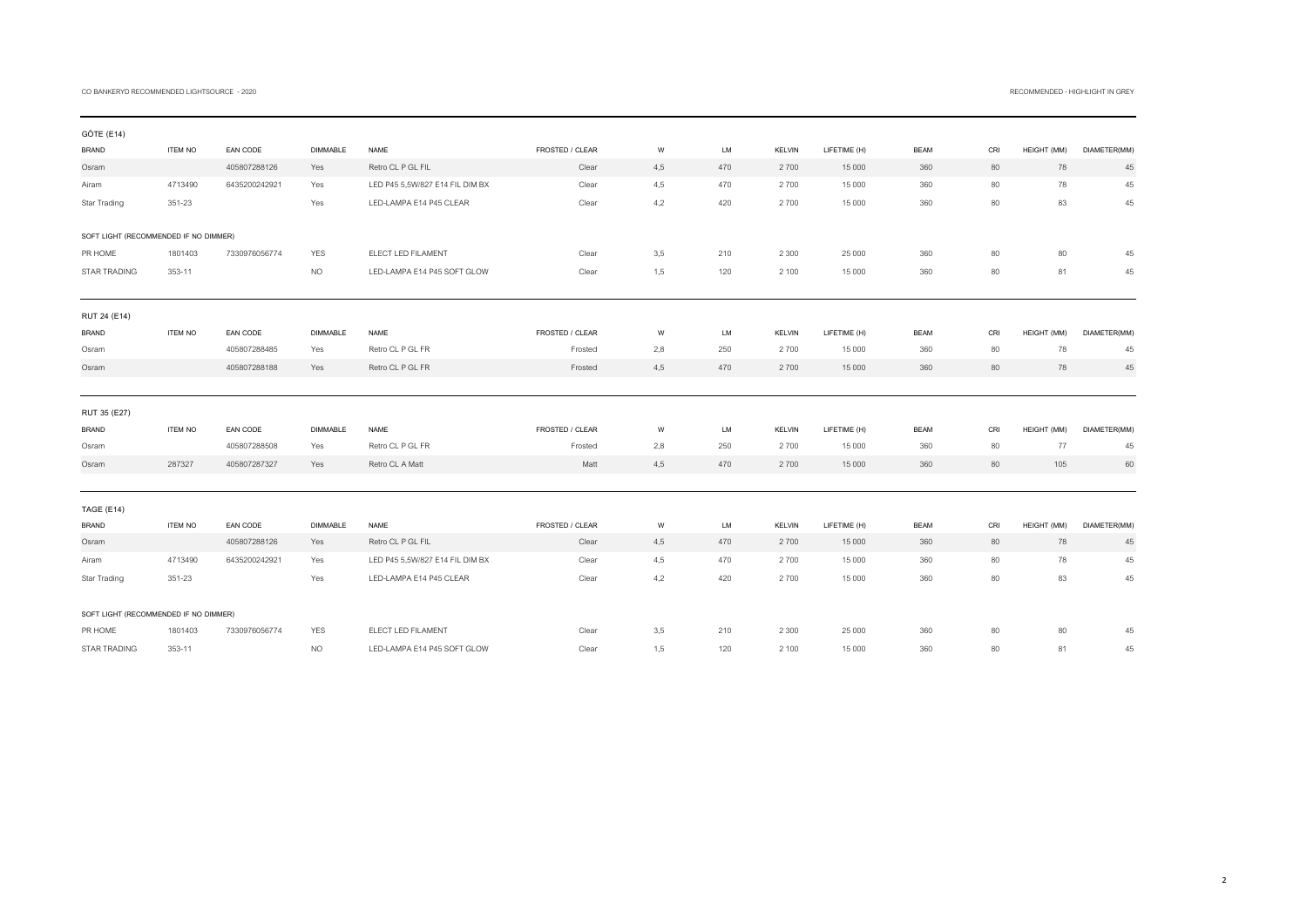CO BANKERYD RECOMMENDED LIGHTSOURCE - 2020

RECOMMENDED - HIGHLIGHT IN GREY

### GÖTE (E14)

| BRAND | ITEM NO | EAN CODE | DIMMABLE | NAME | FROSTED / CLEAR | W | LM | KELVIN | LIFETIME (H) | BEAM | CRI | HEIGHT (MM) | DIAMETER(MM) |
|---|---|---|---|---|---|---|---|---|---|---|---|---|---|
| Osram | | 405807288126 | Yes | Retro CL P GL FIL | Clear | 4,5 | 470 | 2 700 | 15 000 | 360 | 80 | 78 | 45 |
| Airam | 4713490 | 6435200242921 | Yes | LED P45 5,5W/827 E14 FIL DIM BX | Clear | 4,5 | 470 | 2 700 | 15 000 | 360 | 80 | 78 | 45 |
| Star Trading | 351-23 | | Yes | LED-LAMPA E14 P45 CLEAR | Clear | 4,2 | 420 | 2 700 | 15 000 | 360 | 80 | 83 | 45 |

SOFT LIGHT (RECOMMENDED IF NO DIMMER)

| BRAND | ITEM NO | EAN CODE | DIMMABLE | NAME | FROSTED / CLEAR | W | LM | KELVIN | LIFETIME (H) | BEAM | CRI | HEIGHT (MM) | DIAMETER(MM) |
|---|---|---|---|---|---|---|---|---|---|---|---|---|---|
| PR HOME | 1801403 | 7330976056774 | YES | ELECT LED FILAMENT | Clear | 3,5 | 210 | 2 300 | 25 000 | 360 | 80 | 80 | 45 |
| STAR TRADING | 353-11 | | NO | LED-LAMPA E14 P45 SOFT GLOW | Clear | 1,5 | 120 | 2 100 | 15 000 | 360 | 80 | 81 | 45 |

### RUT 24 (E14)

| BRAND | ITEM NO | EAN CODE | DIMMABLE | NAME | FROSTED / CLEAR | W | LM | KELVIN | LIFETIME (H) | BEAM | CRI | HEIGHT (MM) | DIAMETER(MM) |
|---|---|---|---|---|---|---|---|---|---|---|---|---|---|
| Osram | | 405807288485 | Yes | Retro CL P GL FR | Frosted | 2,8 | 250 | 2 700 | 15 000 | 360 | 80 | 78 | 45 |
| Osram | | 405807288188 | Yes | Retro CL P GL FR | Frosted | 4,5 | 470 | 2 700 | 15 000 | 360 | 80 | 78 | 45 |

### RUT 35 (E27)

| BRAND | ITEM NO | EAN CODE | DIMMABLE | NAME | FROSTED / CLEAR | W | LM | KELVIN | LIFETIME (H) | BEAM | CRI | HEIGHT (MM) | DIAMETER(MM) |
|---|---|---|---|---|---|---|---|---|---|---|---|---|---|
| Osram | | 405807288508 | Yes | Retro CL P GL FR | Frosted | 2,8 | 250 | 2 700 | 15 000 | 360 | 80 | 77 | 45 |
| Osram | 287327 | 405807287327 | Yes | Retro CL A Matt | Matt | 4,5 | 470 | 2 700 | 15 000 | 360 | 80 | 105 | 60 |

### TAGE (E14)

| BRAND | ITEM NO | EAN CODE | DIMMABLE | NAME | FROSTED / CLEAR | W | LM | KELVIN | LIFETIME (H) | BEAM | CRI | HEIGHT (MM) | DIAMETER(MM) |
|---|---|---|---|---|---|---|---|---|---|---|---|---|---|
| Osram | | 405807288126 | Yes | Retro CL P GL FIL | Clear | 4,5 | 470 | 2 700 | 15 000 | 360 | 80 | 78 | 45 |
| Airam | 4713490 | 6435200242921 | Yes | LED P45 5,5W/827 E14 FIL DIM BX | Clear | 4,5 | 470 | 2 700 | 15 000 | 360 | 80 | 78 | 45 |
| Star Trading | 351-23 | | Yes | LED-LAMPA E14 P45 CLEAR | Clear | 4,2 | 420 | 2 700 | 15 000 | 360 | 80 | 83 | 45 |

SOFT LIGHT (RECOMMENDED IF NO DIMMER)

| BRAND | ITEM NO | EAN CODE | DIMMABLE | NAME | FROSTED / CLEAR | W | LM | KELVIN | LIFETIME (H) | BEAM | CRI | HEIGHT (MM) | DIAMETER(MM) |
|---|---|---|---|---|---|---|---|---|---|---|---|---|---|
| PR HOME | 1801403 | 7330976056774 | YES | ELECT LED FILAMENT | Clear | 3,5 | 210 | 2 300 | 25 000 | 360 | 80 | 80 | 45 |
| STAR TRADING | 353-11 | | NO | LED-LAMPA E14 P45 SOFT GLOW | Clear | 1,5 | 120 | 2 100 | 15 000 | 360 | 80 | 81 | 45 |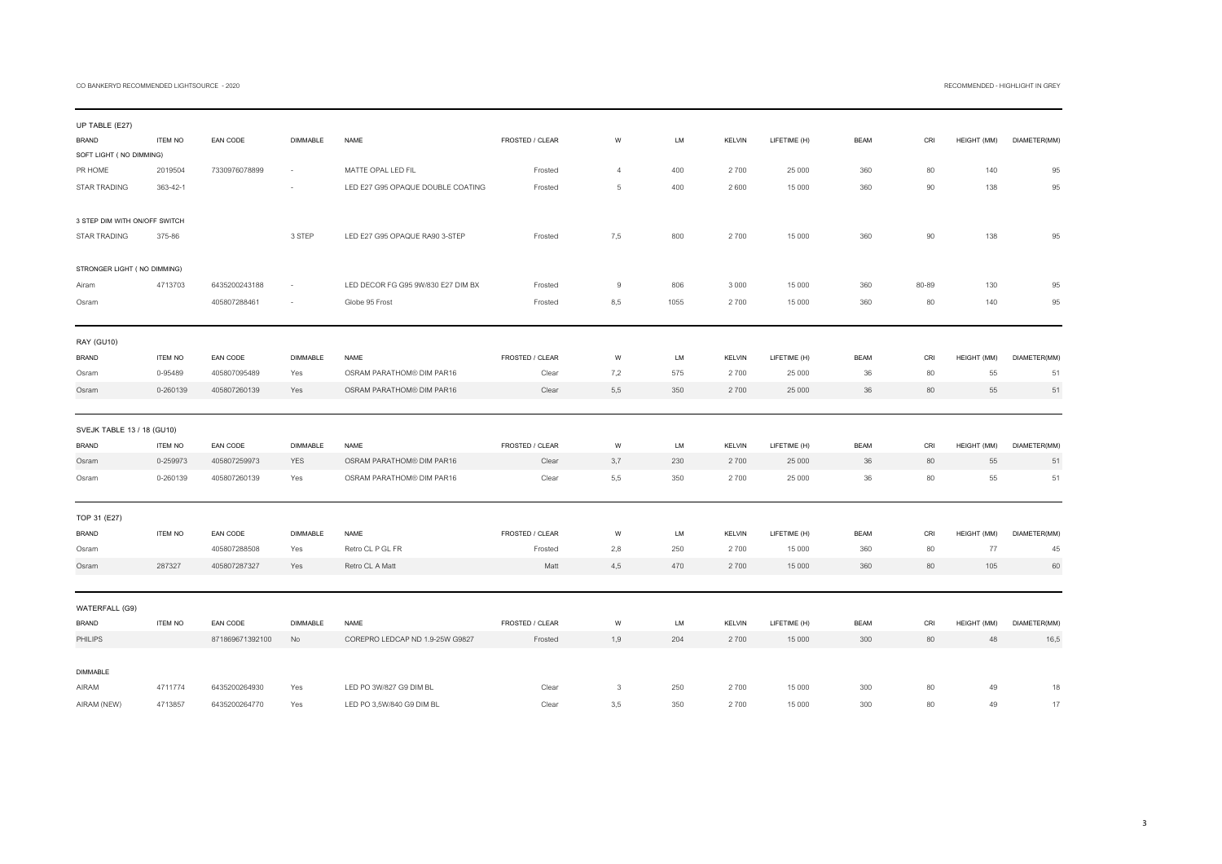CO BANKERYD RECOMMENDED LIGHTSOURCE - 2020

RECOMMENDED - HIGHLIGHT IN GREY

## UP TABLE (E27)

| BRAND | ITEM NO | EAN CODE | DIMMABLE | NAME | FROSTED / CLEAR | W | LM | KELVIN | LIFETIME (H) | BEAM | CRI | HEIGHT (MM) | DIAMETER(MM) |
|---|---|---|---|---|---|---|---|---|---|---|---|---|---|
| SOFT LIGHT ( NO DIMMING) | | | | | | | | | | | | | |
| PR HOME | 2019504 | 7330976078899 | - | MATTE OPAL LED FIL | Frosted | 4 | 400 | 2 700 | 25 000 | 360 | 80 | 140 | 95 |
| STAR TRADING | 363-42-1 | | - | LED E27 G95 OPAQUE DOUBLE COATING | Frosted | 5 | 400 | 2 600 | 15 000 | 360 | 90 | 138 | 95 |
| 3 STEP DIM WITH ON/OFF SWITCH | | | | | | | | | | | | | |
| STAR TRADING | 375-86 | | 3 STEP | LED E27 G95 OPAQUE RA90 3-STEP | Frosted | 7,5 | 800 | 2 700 | 15 000 | 360 | 90 | 138 | 95 |
| STRONGER LIGHT ( NO DIMMING) | | | | | | | | | | | | | |
| Airam | 4713703 | 6435200243188 | - | LED DECOR FG G95 9W/830 E27 DIM BX | Frosted | 9 | 806 | 3 000 | 15 000 | 360 | 80-89 | 130 | 95 |
| Osram | | 405807288461 | - | Globe 95 Frost | Frosted | 8,5 | 1055 | 2 700 | 15 000 | 360 | 80 | 140 | 95 |

## RAY (GU10)

| BRAND | ITEM NO | EAN CODE | DIMMABLE | NAME | FROSTED / CLEAR | W | LM | KELVIN | LIFETIME (H) | BEAM | CRI | HEIGHT (MM) | DIAMETER(MM) |
|---|---|---|---|---|---|---|---|---|---|---|---|---|---|
| Osram | 0-95489 | 405807095489 | Yes | OSRAM PARATHOM® DIM PAR16 | Clear | 7,2 | 575 | 2 700 | 25 000 | 36 | 80 | 55 | 51 |
| Osram | 0-260139 | 405807260139 | Yes | OSRAM PARATHOM® DIM PAR16 | Clear | 5,5 | 350 | 2 700 | 25 000 | 36 | 80 | 55 | 51 |

## SVEJK TABLE 13 / 18 (GU10)

| BRAND | ITEM NO | EAN CODE | DIMMABLE | NAME | FROSTED / CLEAR | W | LM | KELVIN | LIFETIME (H) | BEAM | CRI | HEIGHT (MM) | DIAMETER(MM) |
|---|---|---|---|---|---|---|---|---|---|---|---|---|---|
| Osram | 0-259973 | 405807259973 | YES | OSRAM PARATHOM® DIM PAR16 | Clear | 3,7 | 230 | 2 700 | 25 000 | 36 | 80 | 55 | 51 |
| Osram | 0-260139 | 405807260139 | Yes | OSRAM PARATHOM® DIM PAR16 | Clear | 5,5 | 350 | 2 700 | 25 000 | 36 | 80 | 55 | 51 |

## TOP 31 (E27)

| BRAND | ITEM NO | EAN CODE | DIMMABLE | NAME | FROSTED / CLEAR | W | LM | KELVIN | LIFETIME (H) | BEAM | CRI | HEIGHT (MM) | DIAMETER(MM) |
|---|---|---|---|---|---|---|---|---|---|---|---|---|---|
| Osram | | 405807288508 | Yes | Retro CL P GL FR | Frosted | 2,8 | 250 | 2 700 | 15 000 | 360 | 80 | 77 | 45 |
| Osram | 287327 | 405807287327 | Yes | Retro CL A Matt | Matt | 4,5 | 470 | 2 700 | 15 000 | 360 | 80 | 105 | 60 |

## WATERFALL (G9)

| BRAND | ITEM NO | EAN CODE | DIMMABLE | NAME | FROSTED / CLEAR | W | LM | KELVIN | LIFETIME (H) | BEAM | CRI | HEIGHT (MM) | DIAMETER(MM) |
|---|---|---|---|---|---|---|---|---|---|---|---|---|---|
| PHILIPS | | 871869671392100 | No | COREPRO LEDCAP ND 1.9-25W G9827 | Frosted | 1,9 | 204 | 2 700 | 15 000 | 300 | 80 | 48 | 16,5 |
| DIMMABLE | | | | | | | | | | | | | |
| AIRAM | 4711774 | 6435200264930 | Yes | LED PO 3W/827 G9 DIM BL | Clear | 3 | 250 | 2 700 | 15 000 | 300 | 80 | 49 | 18 |
| AIRAM (NEW) | 4713857 | 6435200264770 | Yes | LED PO 3,5W/840 G9 DIM BL | Clear | 3,5 | 350 | 2 700 | 15 000 | 300 | 80 | 49 | 17 |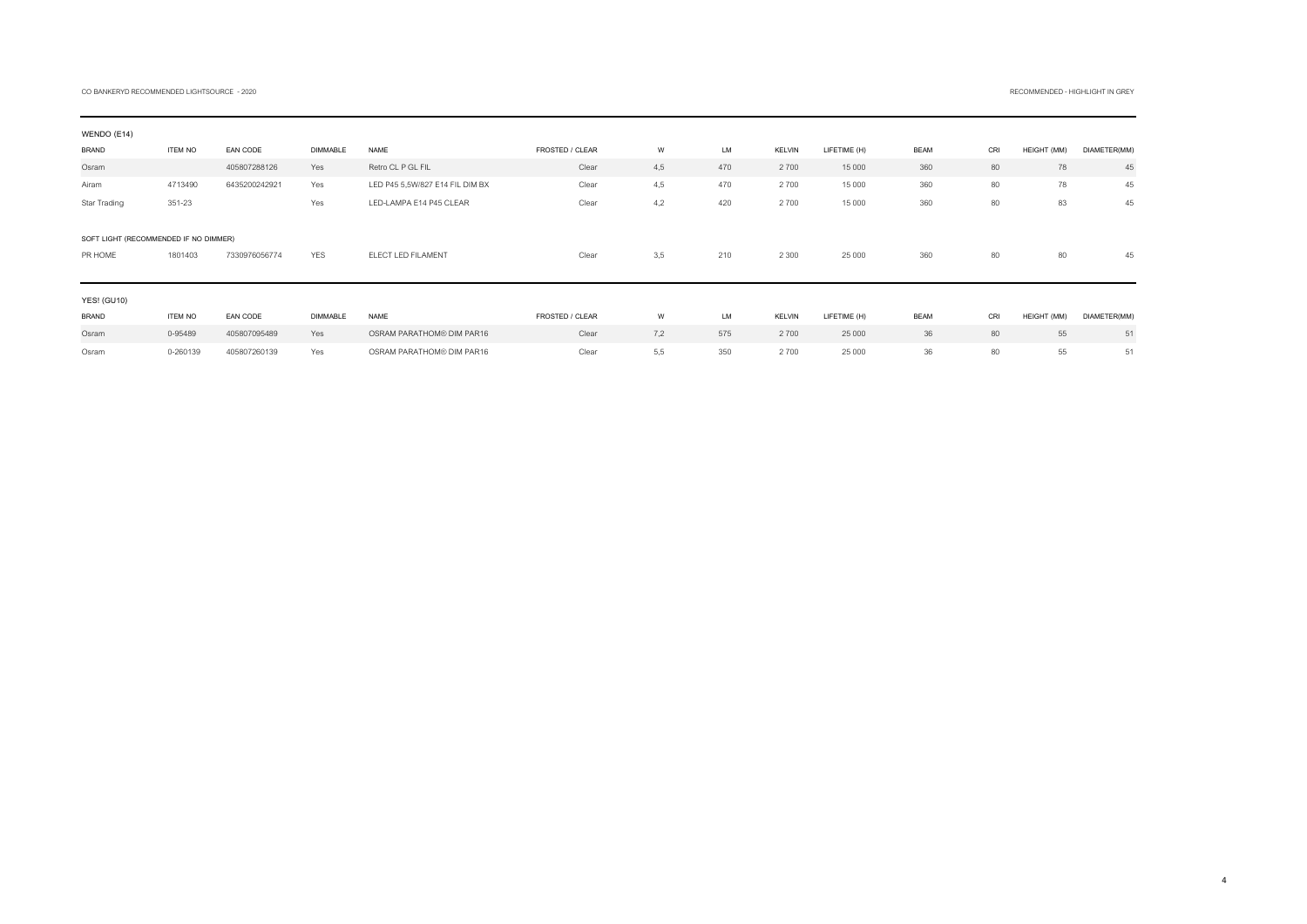CO BANKERYD RECOMMENDED LIGHTSOURCE - 2020

RECOMMENDED - HIGHLIGHT IN GREY

## WENDO (E14)

| BRAND | ITEM NO | EAN CODE | DIMMABLE | NAME | FROSTED / CLEAR | W | LM | KELVIN | LIFETIME (H) | BEAM | CRI | HEIGHT (MM) | DIAMETER(MM) |
|---|---|---|---|---|---|---|---|---|---|---|---|---|---|
| Osram | | 405807288126 | Yes | Retro CL P GL FIL | Clear | 4,5 | 470 | 2 700 | 15 000 | 360 | 80 | 78 | 45 |
| Airam | 4713490 | 6435200242921 | Yes | LED P45 5,5W/827 E14 FIL DIM BX | Clear | 4,5 | 470 | 2 700 | 15 000 | 360 | 80 | 78 | 45 |
| Star Trading | 351-23 | | Yes | LED-LAMPA E14 P45 CLEAR | Clear | 4,2 | 420 | 2 700 | 15 000 | 360 | 80 | 83 | 45 |

SOFT LIGHT (RECOMMENDED IF NO DIMMER)

| | | | | | | | | | | | | | |
|---|---|---|---|---|---|---|---|---|---|---|---|---|---|
| PR HOME | 1801403 | 7330976056774 | YES | ELECT LED FILAMENT | Clear | 3,5 | 210 | 2 300 | 25 000 | 360 | 80 | 80 | 45 |

## YES! (GU10)

| BRAND | ITEM NO | EAN CODE | DIMMABLE | NAME | FROSTED / CLEAR | W | LM | KELVIN | LIFETIME (H) | BEAM | CRI | HEIGHT (MM) | DIAMETER(MM) |
|---|---|---|---|---|---|---|---|---|---|---|---|---|---|
| Osram | 0-95489 | 405807095489 | Yes | OSRAM PARATHOM® DIM PAR16 | Clear | 7,2 | 575 | 2 700 | 25 000 | 36 | 80 | 55 | 51 |
| Osram | 0-260139 | 405807260139 | Yes | OSRAM PARATHOM® DIM PAR16 | Clear | 5,5 | 350 | 2 700 | 25 000 | 36 | 80 | 55 | 51 |